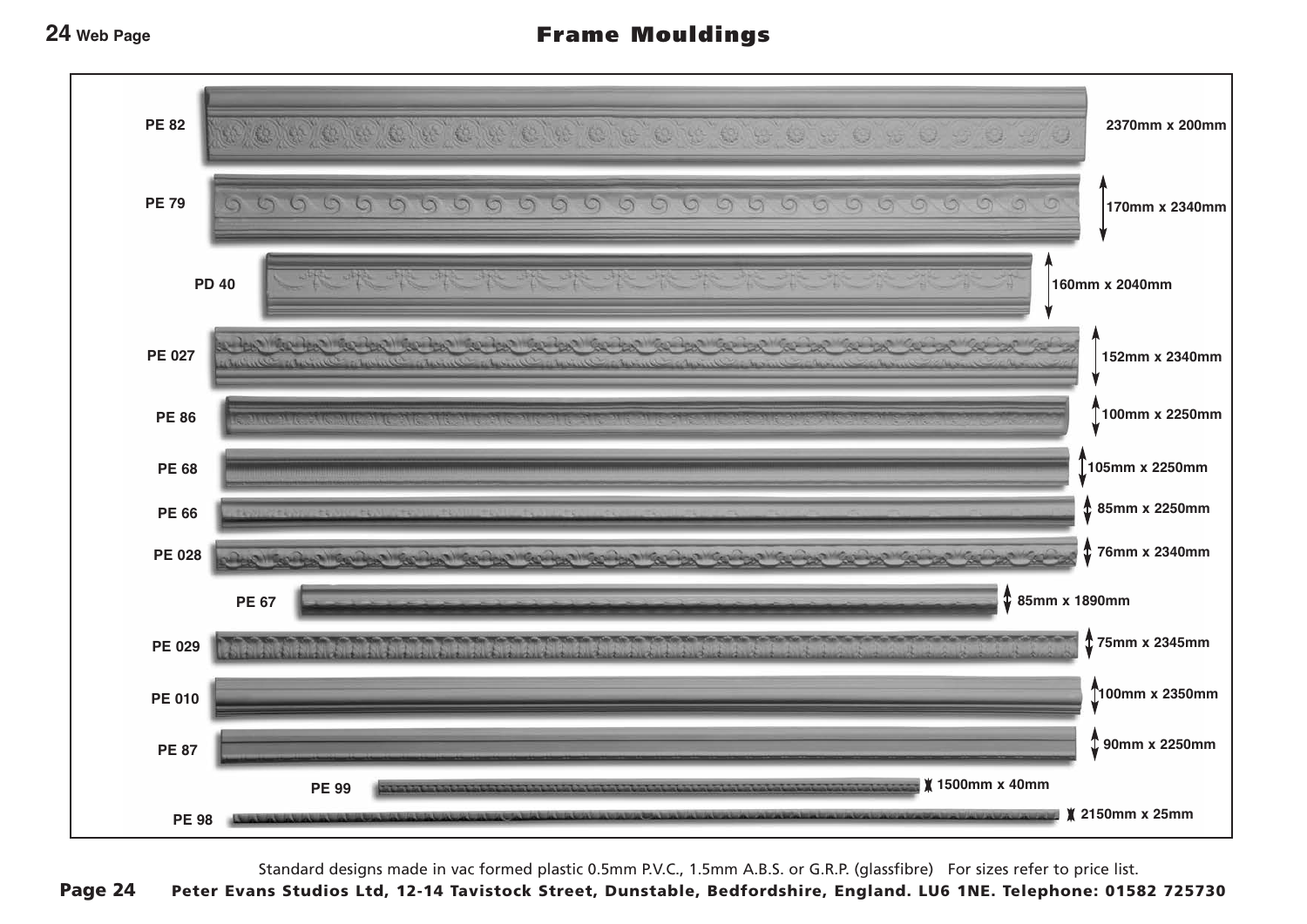# Frame Mouldings

| Product | Size |
| --- | --- |
| PE 82 | 2370mm x 200mm |
| PE 79 | 170mm x 2340mm |
| PD 40 | 160mm x 2040mm |
| PE 027 | 152mm x 2340mm |
| PE 86 | 100mm x 2250mm |
| PE 68 | 105mm x 2250mm |
| PE 66 | 85mm x 2250mm |
| PE 028 | 76mm x 2340mm |
| PE 67 | 85mm x 1890mm |
| PE 029 | 75mm x 2345mm |
| PE 010 | 100mm x 2350mm |
| PE 87 | 90mm x 2250mm |
| PE 99 | 1500mm x 40mm |
| PE 98 | 2150mm x 25mm |

Standard designs made in vac formed plastic 0.5mm P.V.C., 1.5mm A.B.S. or G.R.P. (glassfibre) For sizes refer to price list.

**Peter Evans Studios Ltd, 12-14 Tavistock Street, Dunstable, Bedfordshire, England. LU6 1NE. Telephone: 01582 725730**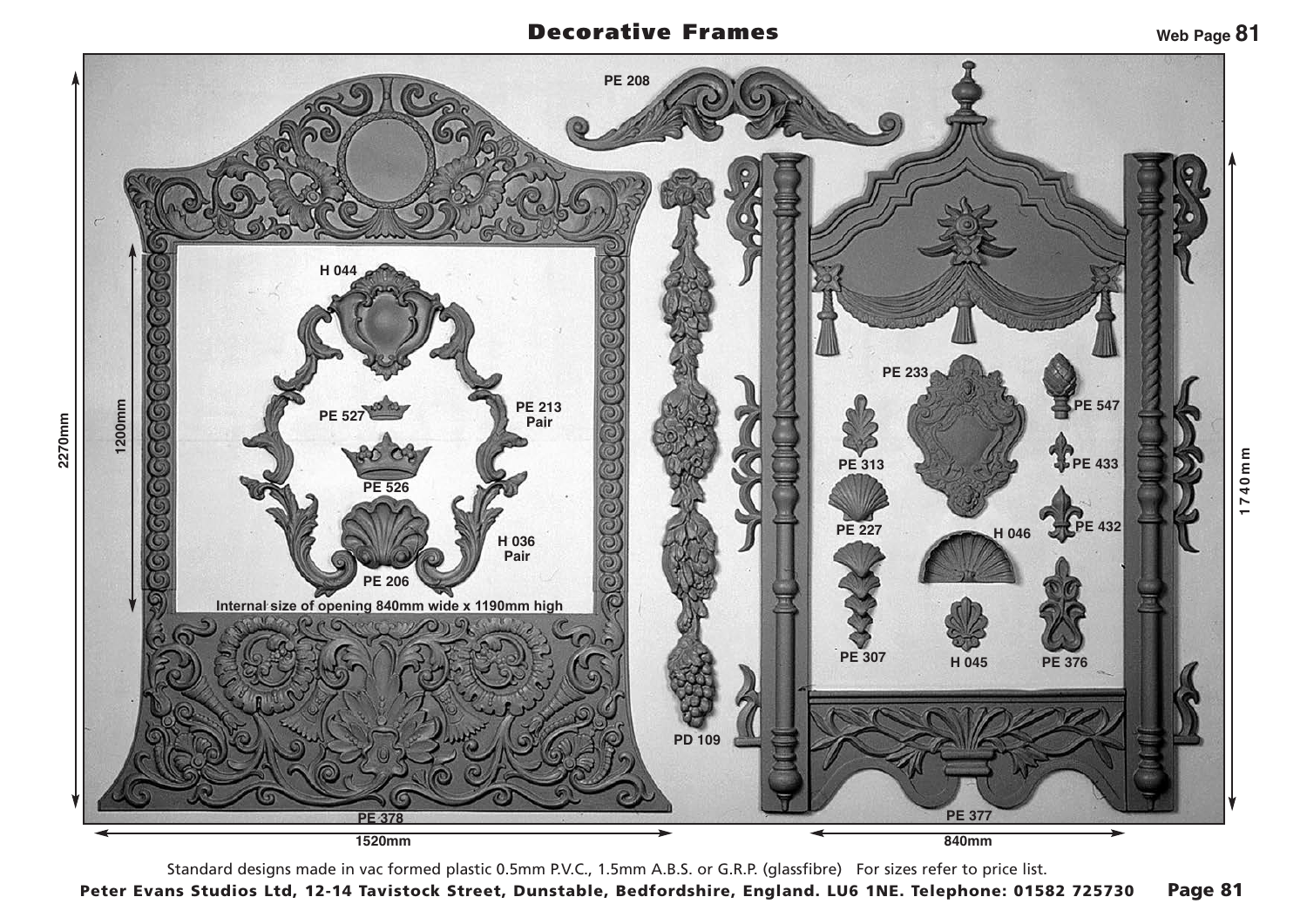# Decorative Frames

Web Page 81

PE 208

H 044

PE 527

PE 213 Pair

PE 526

H 036 Pair

PE 206

Internal size of opening 840mm wide x 1190mm high

1200mm

2270mm

PE 378

1520mm

PD 109

PE 233

PE 313

PE 227

PE 307

H 046

H 045

PE 547

PE 433

PE 432

PE 376

PE 377

840mm

1740mm

Standard designs made in vac formed plastic 0.5mm P.V.C., 1.5mm A.B.S. or G.R.P. (glassfibre) For sizes refer to price list.

**Peter Evans Studios Ltd, 12-14 Tavistock Street, Dunstable, Bedfordshire, England. LU6 1NE. Telephone: 01582 725730**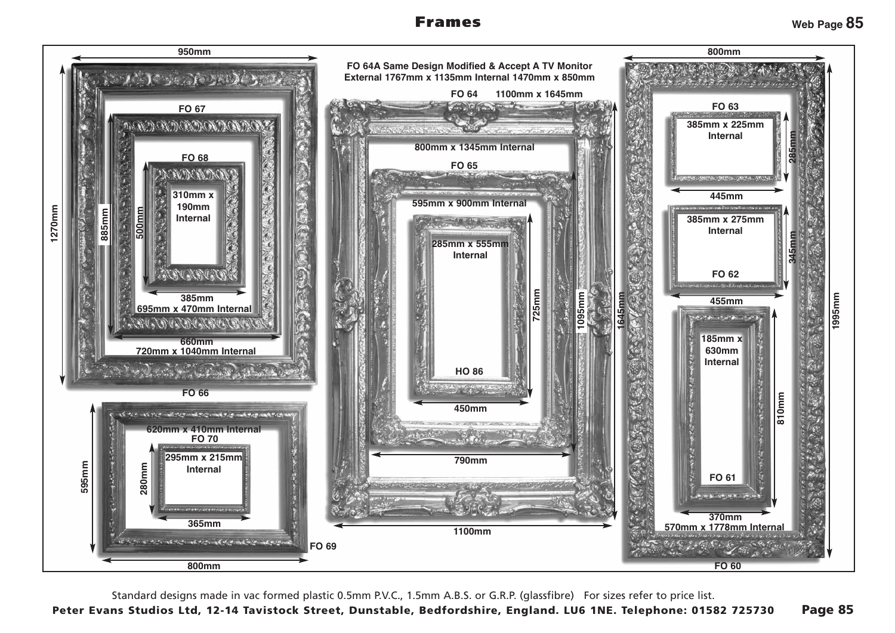# Frames

FO 64A Same Design Modified & Accept A TV Monitor
External 1767mm x 1135mm Internal 1470mm x 850mm

**FO 67** — 950mm x 1270mm, 720mm x 1040mm Internal

**FO 66** — 660mm x 885mm, 695mm x 470mm Internal

**FO 68** — 385mm x 500mm, 310mm x 190mm Internal

**FO 64** — 1100mm x 1645mm, 800mm x 1345mm Internal

**FO 65** — 790mm x 1095mm, 595mm x 900mm Internal

**HO 86** — 450mm x 725mm, 285mm x 555mm Internal

**FO 69** — 800mm x 595mm, 620mm x 410mm Internal

**FO 70** — 365mm x 280mm, 295mm x 215mm Internal

**FO 60** — 800mm x 1995mm, 570mm x 1778mm Internal

**FO 63** — 445mm x 285mm, 385mm x 225mm Internal

**FO 62** — 455mm x 345mm, 385mm x 275mm Internal

**FO 61** — 370mm x 810mm, 185mm x 630mm Internal

Standard designs made in vac formed plastic 0.5mm P.V.C., 1.5mm A.B.S. or G.R.P. (glassfibre) For sizes refer to price list.

**Peter Evans Studios Ltd, 12-14 Tavistock Street, Dunstable, Bedfordshire, England. LU6 1NE. Telephone: 01582 725730**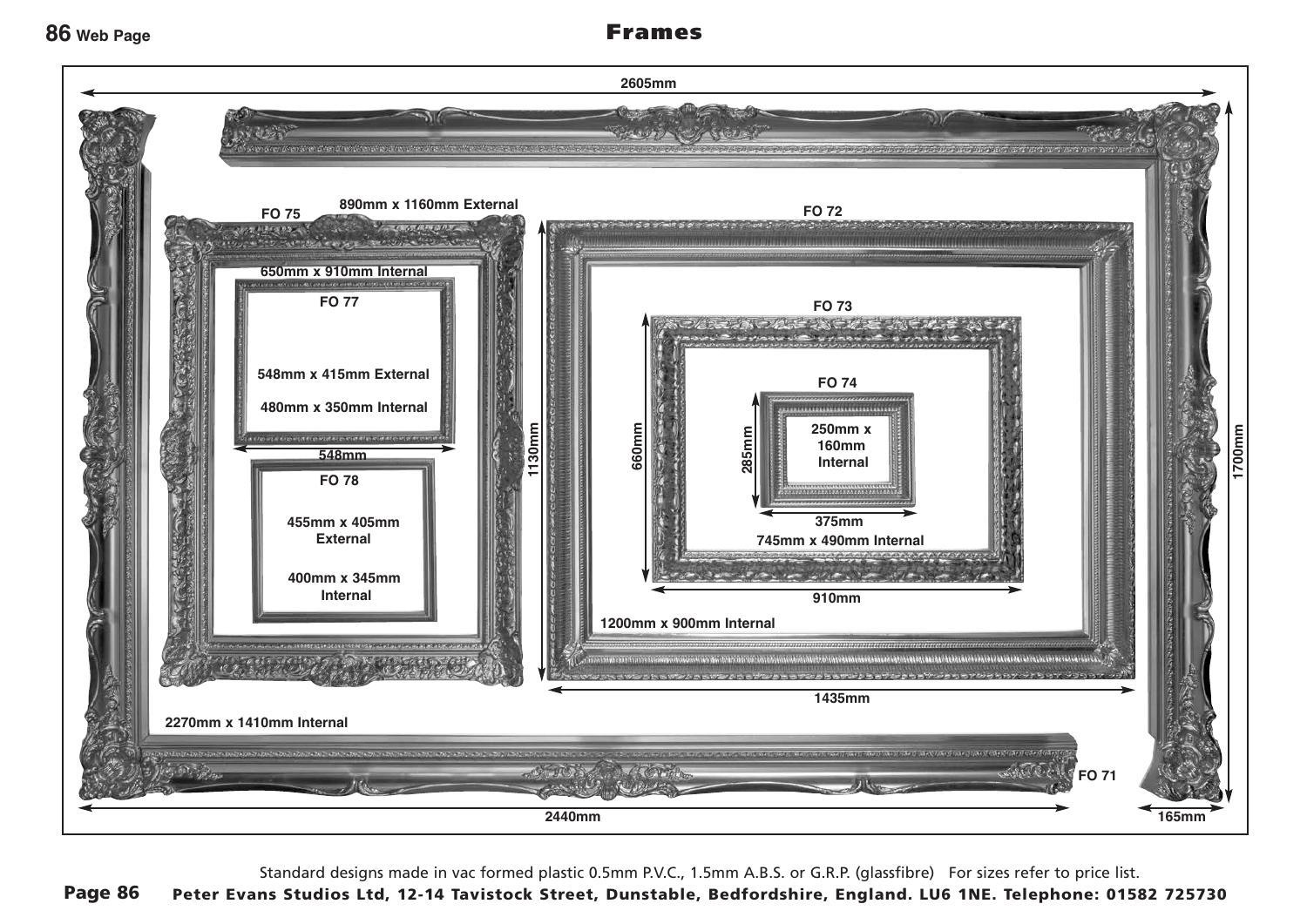# Frames

2605mm

FO 75 — 890mm x 1160mm External

650mm x 910mm Internal

1130mm

FO 77

548mm x 415mm External

480mm x 350mm Internal

548mm

FO 78

455mm x 405mm External

400mm x 345mm Internal

FO 72

1200mm x 900mm Internal

1435mm

FO 73

660mm

745mm x 490mm Internal

910mm

FO 74

285mm

250mm x 160mm Internal

375mm

2270mm x 1410mm Internal

FO 71

1700mm

2440mm

165mm

Standard designs made in vac formed plastic 0.5mm P.V.C., 1.5mm A.B.S. or G.R.P. (glassfibre) For sizes refer to price list.

**Peter Evans Studios Ltd, 12-14 Tavistock Street, Dunstable, Bedfordshire, England. LU6 1NE. Telephone: 01582 725730**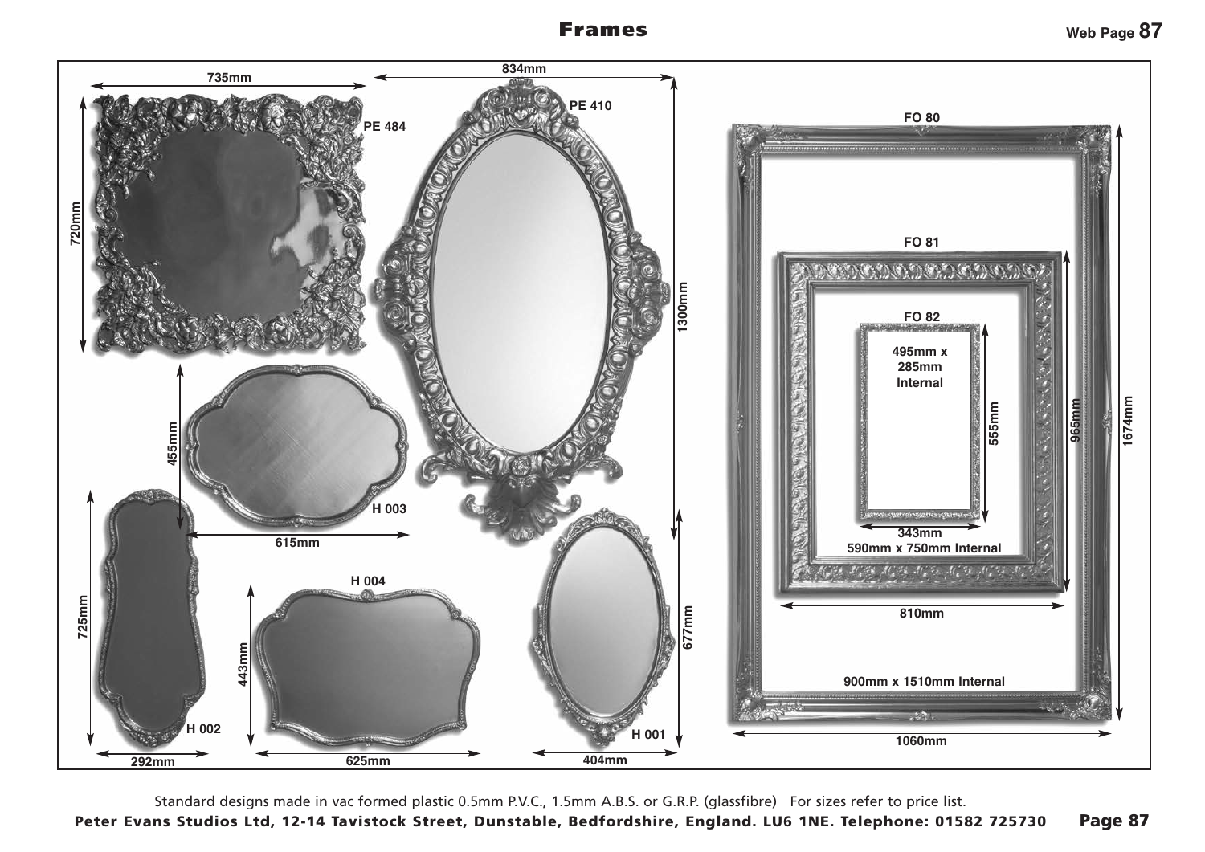# Frames

Web Page 87

735mm

834mm

PE 410

PE 484

720mm

FO 80

FO 81

1300mm

FO 82

495mm x 285mm Internal

455mm

555mm

965mm

1674mm

H 003

343mm

615mm

590mm x 750mm Internal

H 004

810mm

725mm

677mm

443mm

900mm x 1510mm Internal

H 002

H 001

1060mm

292mm

625mm

404mm

Standard designs made in vac formed plastic 0.5mm P.V.C., 1.5mm A.B.S. or G.R.P. (glassfibre) For sizes refer to price list.

**Peter Evans Studios Ltd, 12-14 Tavistock Street, Dunstable, Bedfordshire, England. LU6 1NE. Telephone: 01582 725730**